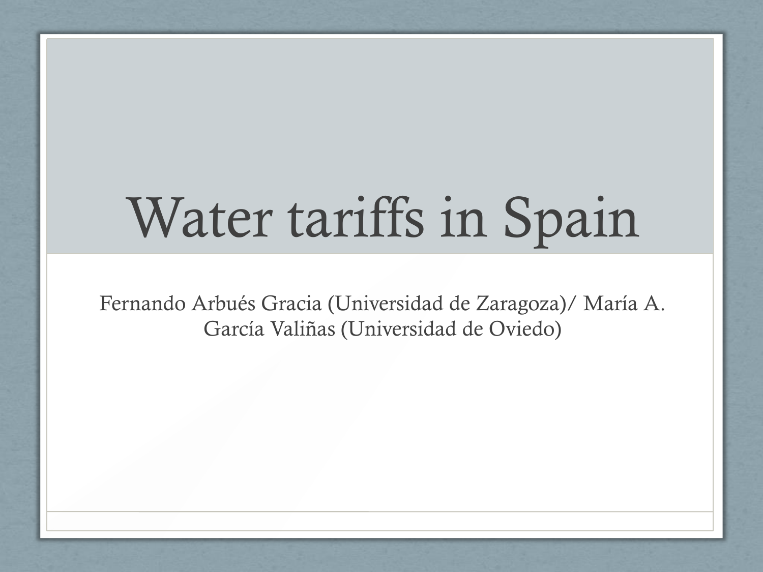# Water tariffs in Spain

Fernando Arbués Gracia (Universidad de Zaragoza)/ María A. García Valiñas (Universidad de Oviedo)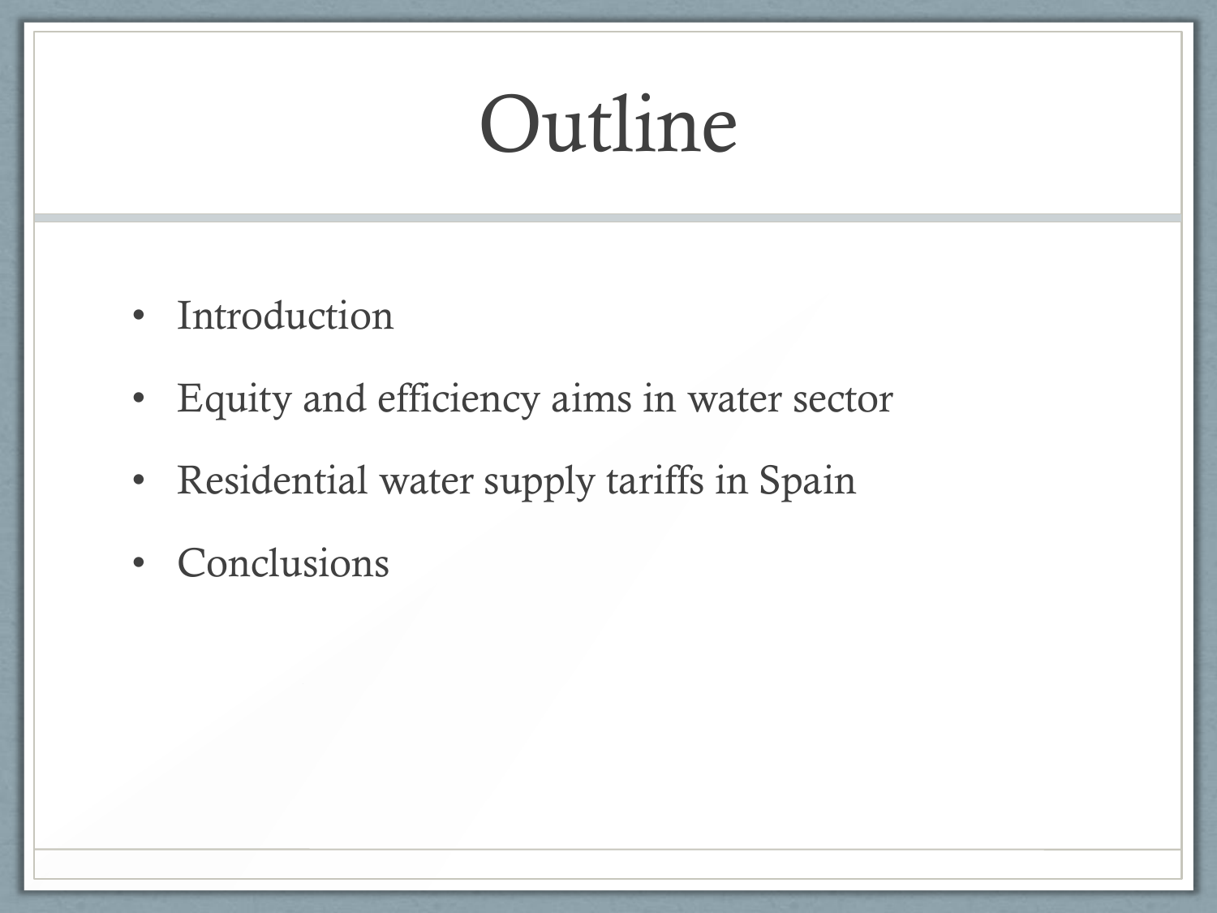# Outline

- Introduction
- Equity and efficiency aims in water sector
- Residential water supply tariffs in Spain
- Conclusions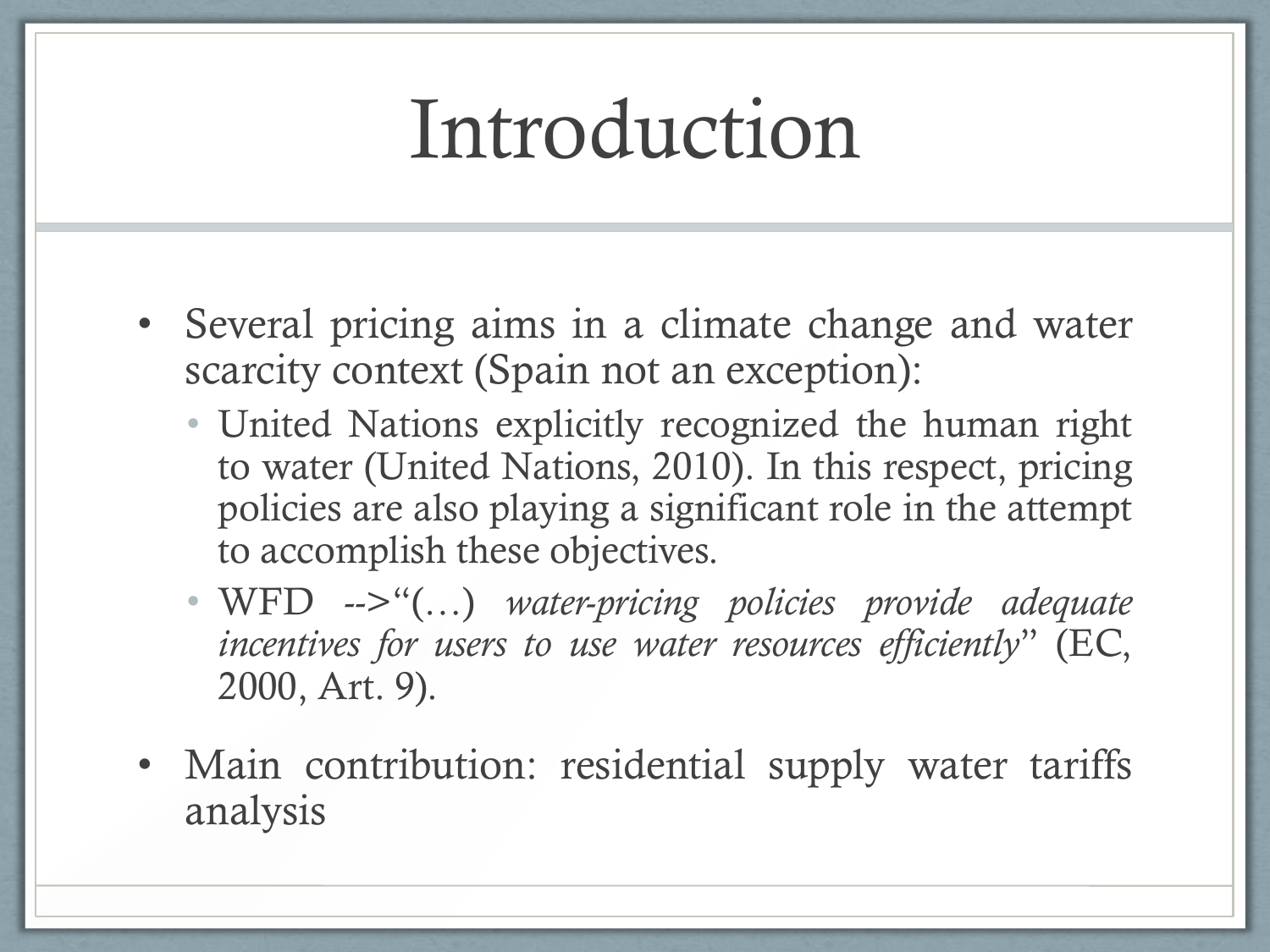# Introduction

- Several pricing aims in a climate change and water scarcity context (Spain not an exception):
  - United Nations explicitly recognized the human right to water (United Nations, 2010). In this respect, pricing policies are also playing a significant role in the attempt to accomplish these objectives.
  - WFD -->“(…) *water-pricing policies provide adequate incentives for users to use water resources efficiently*” (EC, 2000, Art. 9).
- Main contribution: residential supply water tariffs analysis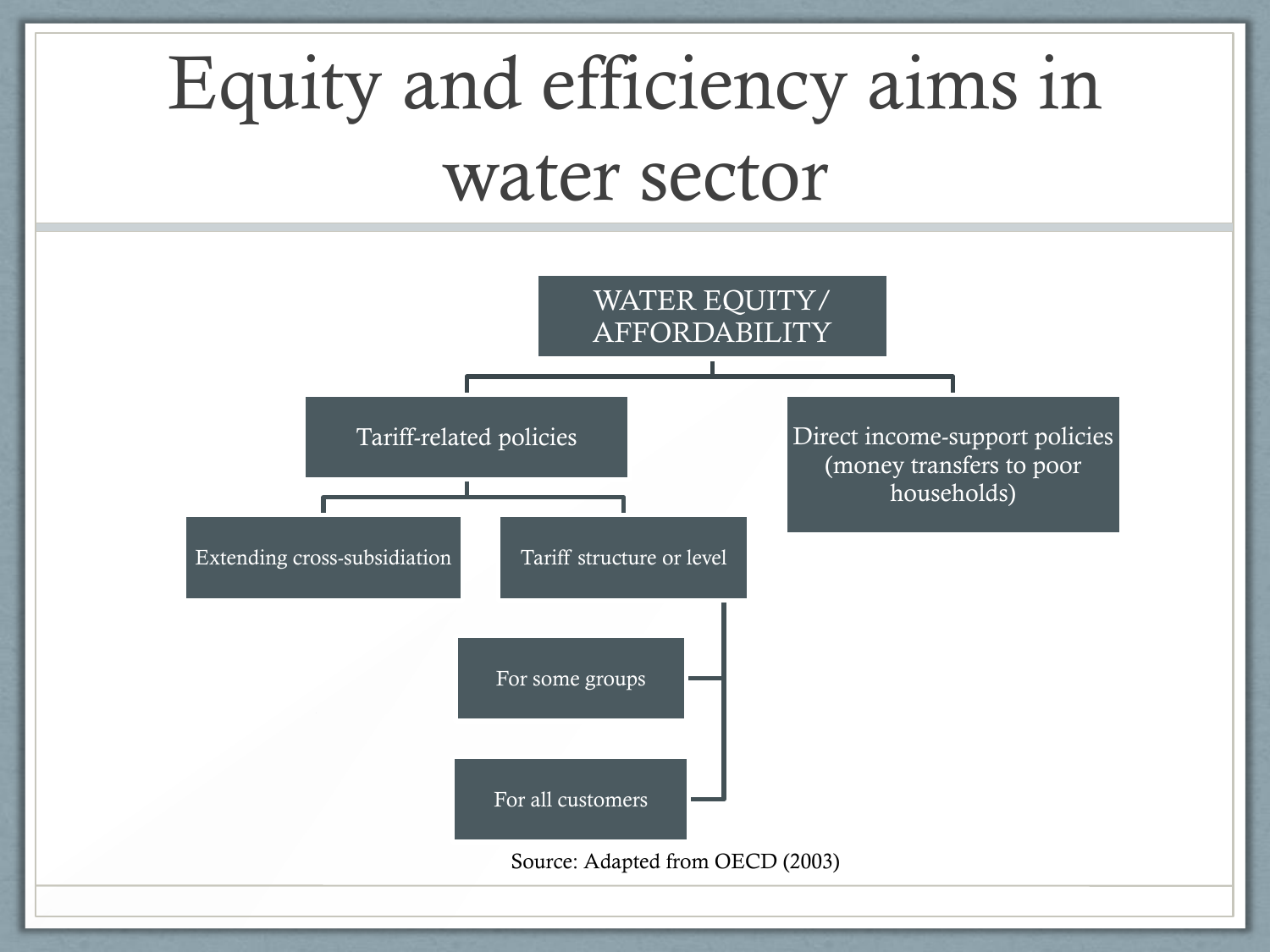# Equity and efficiency aims in water sector

- WATER EQUITY/ AFFORDABILITY
  - Tariff-related policies
    - Extending cross-subsidiation
    - Tariff structure or level
      - For some groups
      - For all customers
  - Direct income-support policies (money transfers to poor households)

Source: Adapted from OECD (2003)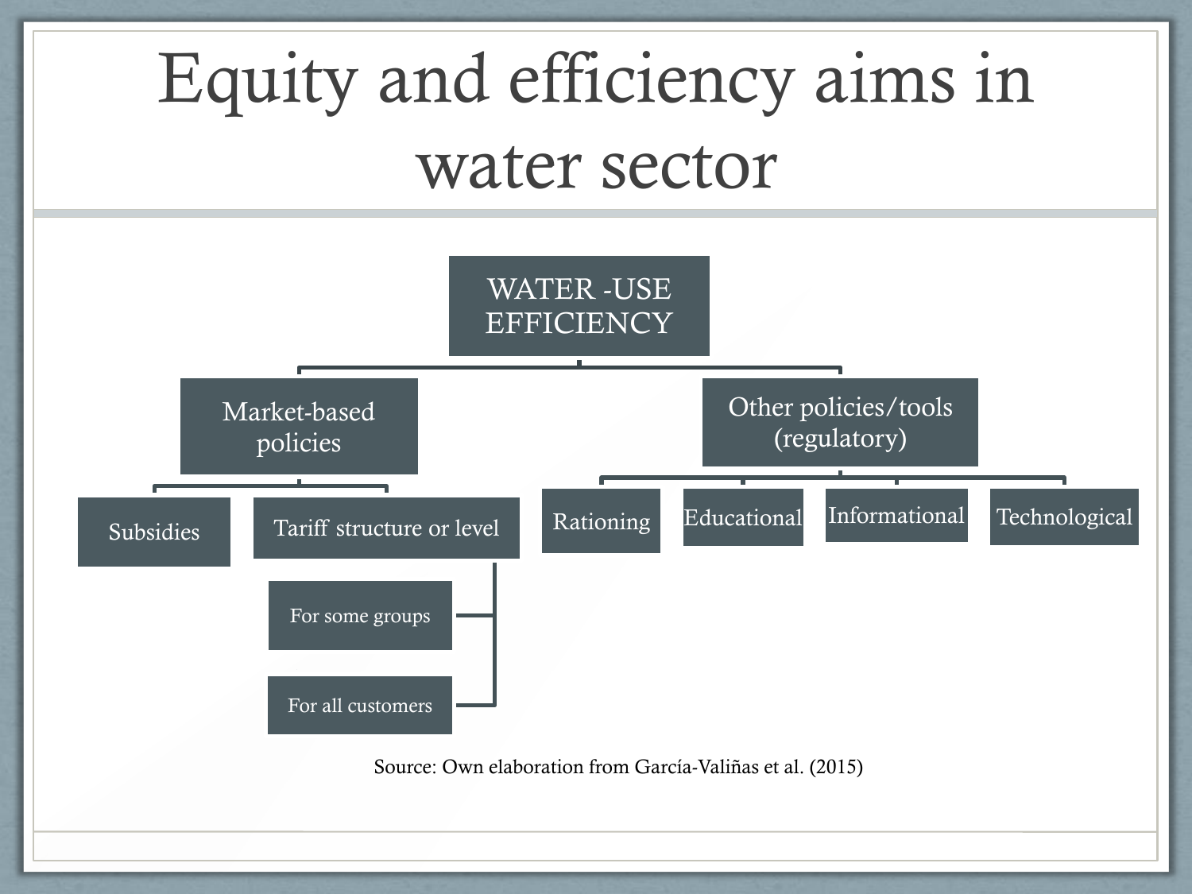# Equity and efficiency aims in water sector

- WATER -USE EFFICIENCY
  - Market-based policies
    - Subsidies
    - Tariff structure or level
      - For some groups
      - For all customers
  - Other policies/tools (regulatory)
    - Rationing
    - Educational
    - Informational
    - Technological

Source: Own elaboration from García-Valiñas et al. (2015)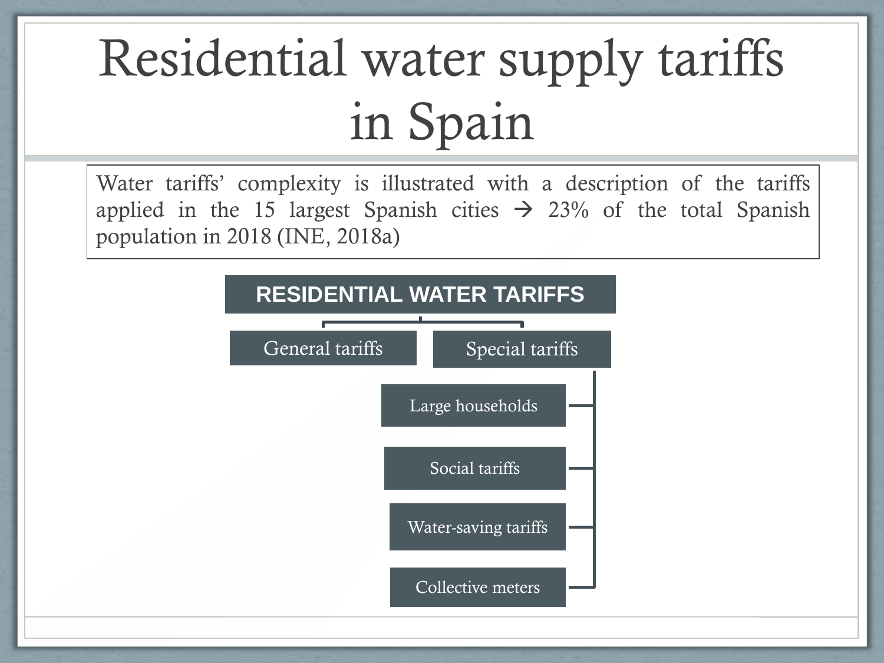# Residential water supply tariffs in Spain

Water tariffs' complexity is illustrated with a description of the tariffs applied in the 15 largest Spanish cities → 23% of the total Spanish population in 2018 (INE, 2018a)

**RESIDENTIAL WATER TARIFFS**

- General tariffs
- Special tariffs
  - Large households
  - Social tariffs
  - Water-saving tariffs
  - Collective meters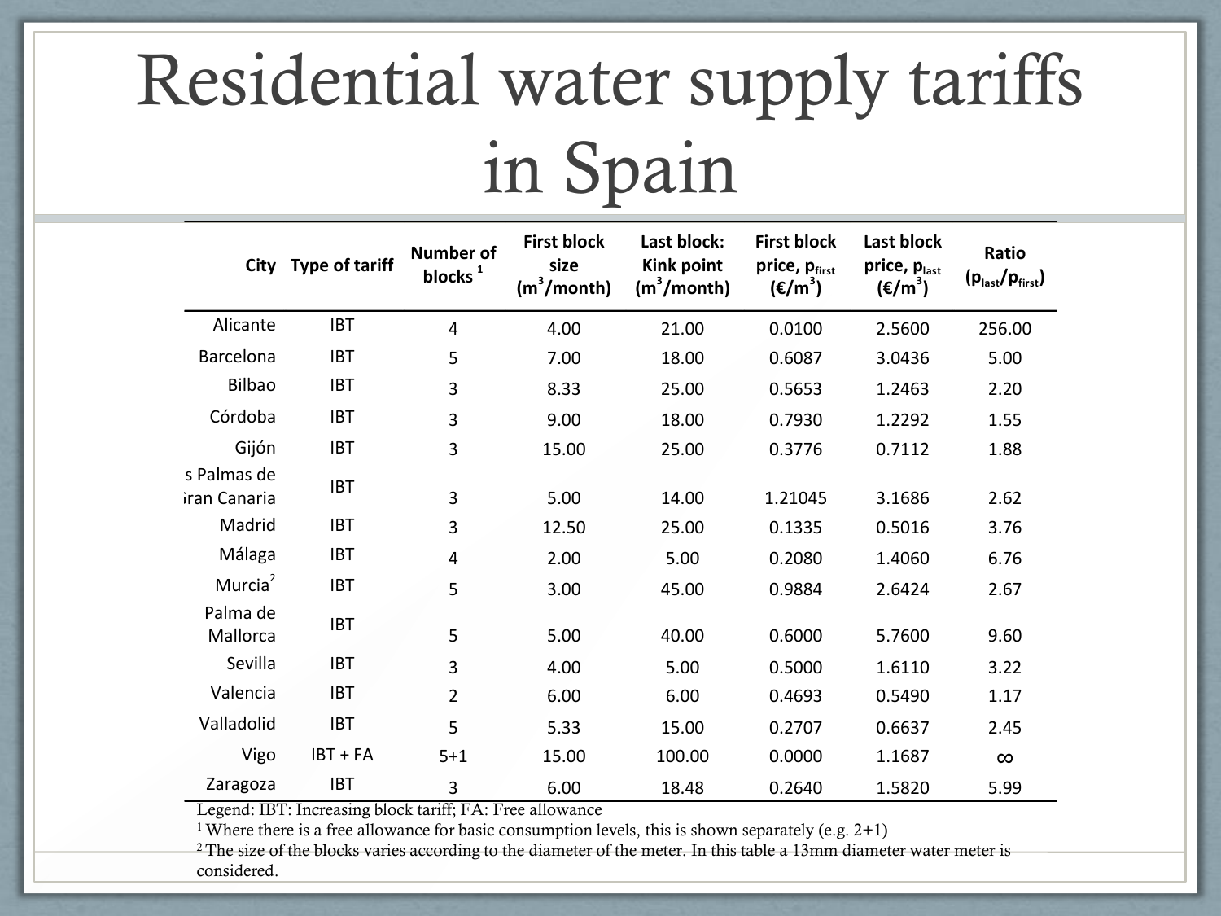# Residential water supply tariffs in Spain

| City | Type of tariff | Number of blocks [1] | First block size ($m^3$/month) | Last block: Kink point ($m^3$/month) | First block price, $p_{first}$ (€/$m^3$) | Last block price, $p_{last}$ (€/$m^3$) | Ratio ($p_{last}/p_{first}$) |
|---|---|---|---|---|---|---|---|
| Alicante | IBT | 4 | 4.00 | 21.00 | 0.0100 | 2.5600 | 256.00 |
| Barcelona | IBT | 5 | 7.00 | 18.00 | 0.6087 | 3.0436 | 5.00 |
| Bilbao | IBT | 3 | 8.33 | 25.00 | 0.5653 | 1.2463 | 2.20 |
| Córdoba | IBT | 3 | 9.00 | 18.00 | 0.7930 | 1.2292 | 1.55 |
| Gijón | IBT | 3 | 15.00 | 25.00 | 0.3776 | 0.7112 | 1.88 |
| Las Palmas de Gran Canaria | IBT | 3 | 5.00 | 14.00 | 1.21045 | 3.1686 | 2.62 |
| Madrid | IBT | 3 | 12.50 | 25.00 | 0.1335 | 0.5016 | 3.76 |
| Málaga | IBT | 4 | 2.00 | 5.00 | 0.2080 | 1.4060 | 6.76 |
| Murcia[2] | IBT | 5 | 3.00 | 45.00 | 0.9884 | 2.6424 | 2.67 |
| Palma de Mallorca | IBT | 5 | 5.00 | 40.00 | 0.6000 | 5.7600 | 9.60 |
| Sevilla | IBT | 3 | 4.00 | 5.00 | 0.5000 | 1.6110 | 3.22 |
| Valencia | IBT | 2 | 6.00 | 6.00 | 0.4693 | 0.5490 | 1.17 |
| Valladolid | IBT | 5 | 5.33 | 15.00 | 0.2707 | 0.6637 | 2.45 |
| Vigo | IBT + FA | 5+1 | 15.00 | 100.00 | 0.0000 | 1.1687 | ∞ |
| Zaragoza | IBT | 3 | 6.00 | 18.48 | 0.2640 | 1.5820 | 5.99 |

Legend: IBT: Increasing block tariff; FA: Free allowance

[1] Where there is a free allowance for basic consumption levels, this is shown separately (e.g. 2+1)

[2] The size of the blocks varies according to the diameter of the meter. In this table a 13mm diameter water meter is considered.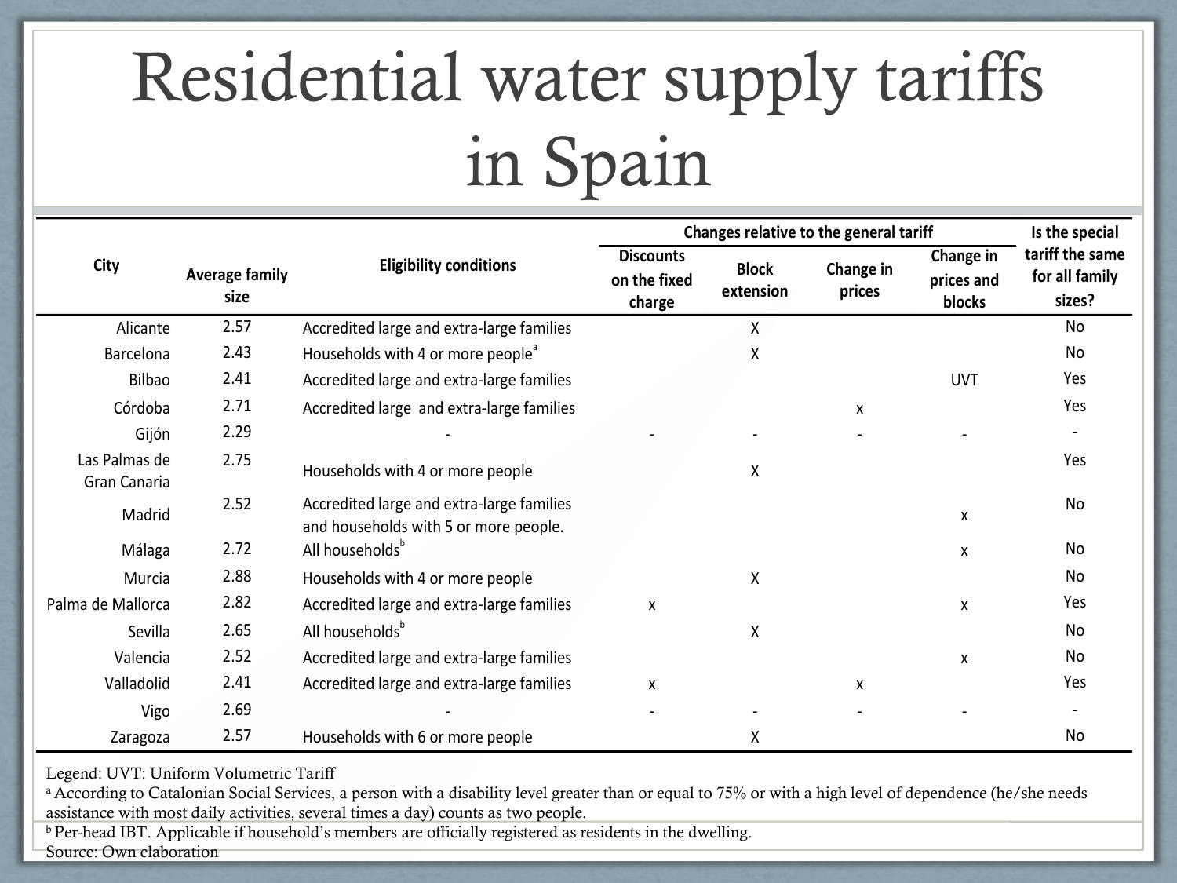# Residential water supply tariffs in Spain

| City | Average family size | Eligibility conditions | Changes relative to the general tariff | | | | Is the special tariff the same for all family sizes? |
|---|---|---|---|---|---|---|---|
| | | | Discounts on the fixed charge | Block extension | Change in prices | Change in prices and blocks | |
| Alicante | 2.57 | Accredited large and extra-large families | | X | | | No |
| Barcelona | 2.43 | Households with 4 or more people[a] | | X | | | No |
| Bilbao | 2.41 | Accredited large and extra-large families | | | | UVT | Yes |
| Córdoba | 2.71 | Accredited large and extra-large families | | | x | | Yes |
| Gijón | 2.29 | - | - | - | - | - | - |
| Las Palmas de Gran Canaria | 2.75 | Households with 4 or more people | | X | | | Yes |
| Madrid | 2.52 | Accredited large and extra-large families and households with 5 or more people. | | | | x | No |
| Málaga | 2.72 | All households[b] | | | | x | No |
| Murcia | 2.88 | Households with 4 or more people | | X | | | No |
| Palma de Mallorca | 2.82 | Accredited large and extra-large families | x | | | x | Yes |
| Sevilla | 2.65 | All households[b] | | X | | | No |
| Valencia | 2.52 | Accredited large and extra-large families | | | | x | No |
| Valladolid | 2.41 | Accredited large and extra-large families | x | | x | | Yes |
| Vigo | 2.69 | - | - | - | - | - | - |
| Zaragoza | 2.57 | Households with 6 or more people | | X | | | No |

Legend: UVT: Uniform Volumetric Tariff

[a] According to Catalonian Social Services, a person with a disability level greater than or equal to 75% or with a high level of dependence (he/she needs assistance with most daily activities, several times a day) counts as two people.

[b] Per-head IBT. Applicable if household's members are officially registered as residents in the dwelling.

Source: Own elaboration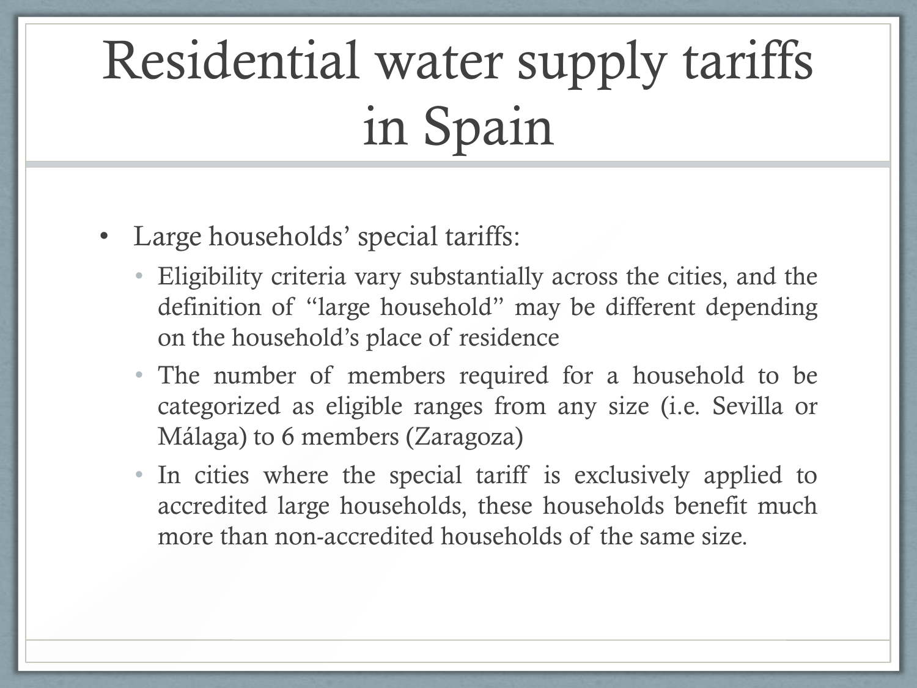# Residential water supply tariffs in Spain

- Large households' special tariffs:
  - Eligibility criteria vary substantially across the cities, and the definition of "large household" may be different depending on the household's place of residence
  - The number of members required for a household to be categorized as eligible ranges from any size (i.e. Sevilla or Málaga) to 6 members (Zaragoza)
  - In cities where the special tariff is exclusively applied to accredited large households, these households benefit much more than non-accredited households of the same size.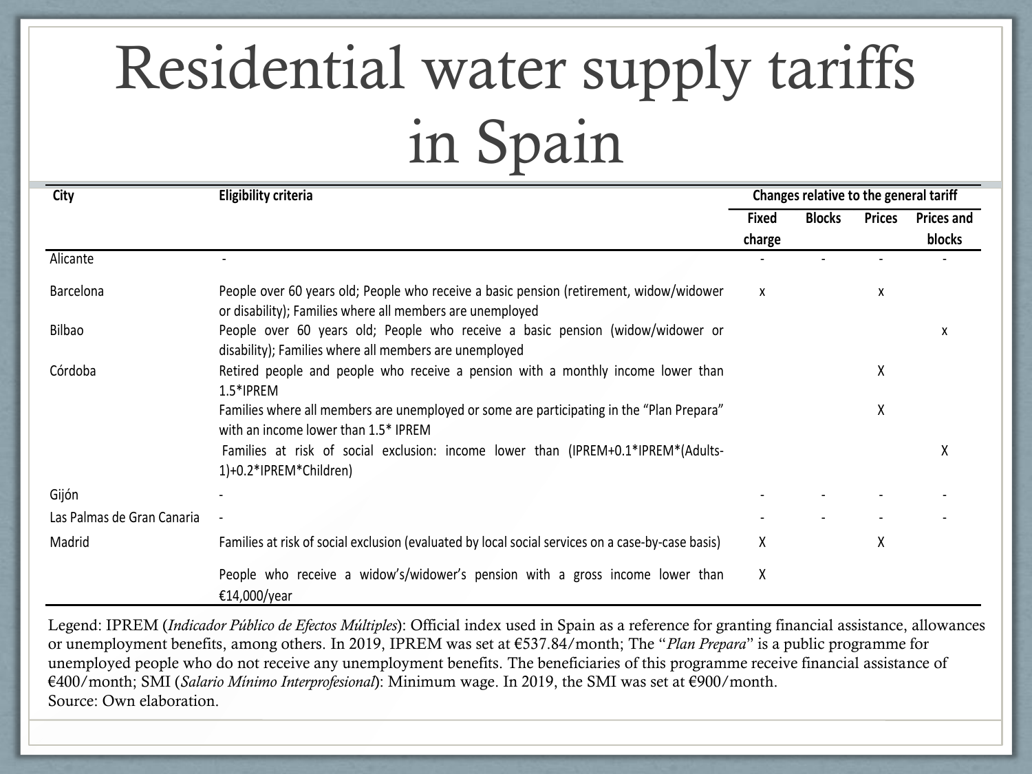# Residential water supply tariffs in Spain

| City | Eligibility criteria | Changes relative to the general tariff | | | |
|---|---|---|---|---|---|
| | | Fixed charge | Blocks | Prices | Prices and blocks |
| Alicante | - | - | - | - | - |
| Barcelona | People over 60 years old; People who receive a basic pension (retirement, widow/widower or disability); Families where all members are unemployed | x | | x | |
| Bilbao | People over 60 years old; People who receive a basic pension (widow/widower or disability); Families where all members are unemployed | | | | x |
| Córdoba | Retired people and people who receive a pension with a monthly income lower than 1.5*IPREM | | | X | |
| | Families where all members are unemployed or some are participating in the "Plan Prepara" with an income lower than 1.5* IPREM | | | X | |
| | Families at risk of social exclusion: income lower than (IPREM+0.1*IPREM*(Adults-1)+0.2*IPREM*Children) | | | | X |
| Gijón | - | - | - | - | - |
| Las Palmas de Gran Canaria | - | - | - | - | - |
| Madrid | Families at risk of social exclusion (evaluated by local social services on a case-by-case basis) | X | | X | |
| | People who receive a widow's/widower's pension with a gross income lower than €14,000/year | X | | | |

Legend: IPREM (*Indicador Público de Efectos Múltiples*): Official index used in Spain as a reference for granting financial assistance, allowances or unemployment benefits, among others. In 2019, IPREM was set at €537.84/month; The "*Plan Prepara*" is a public programme for unemployed people who do not receive any unemployment benefits. The beneficiaries of this programme receive financial assistance of €400/month; SMI (*Salario Mínimo Interprofesional*): Minimum wage. In 2019, the SMI was set at €900/month.

Source: Own elaboration.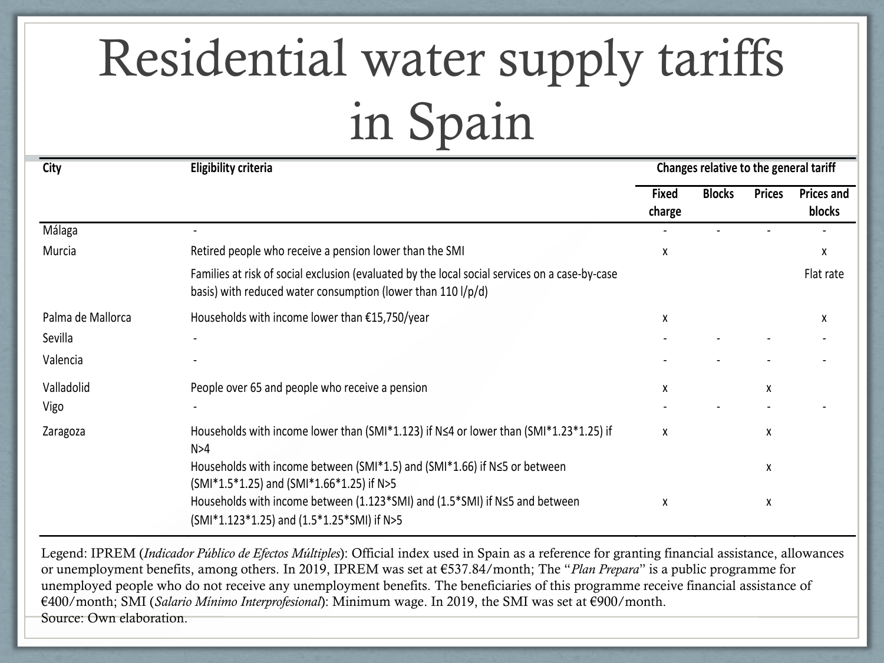# Residential water supply tariffs in Spain

| City | Eligibility criteria | Changes relative to the general tariff | | | |
|---|---|---|---|---|---|
| | | Fixed charge | Blocks | Prices | Prices and blocks |
| Málaga | - | - | - | - | - |
| Murcia | Retired people who receive a pension lower than the SMI | x | | | x |
| | Families at risk of social exclusion (evaluated by the local social services on a case-by-case basis) with reduced water consumption (lower than 110 l/p/d) | | | | Flat rate |
| Palma de Mallorca | Households with income lower than €15,750/year | x | | | x |
| Sevilla | - | - | - | - | - |
| Valencia | - | - | - | - | - |
| Valladolid | People over 65 and people who receive a pension | x | | x | |
| Vigo | - | - | - | - | - |
| Zaragoza | Households with income lower than (SMI*1.123) if N≤4 or lower than (SMI*1.23*1.25) if N>4 | x | | x | |
| | Households with income between (SMI*1.5) and (SMI*1.66) if N≤5 or between (SMI*1.5*1.25) and (SMI*1.66*1.25) if N>5 | | | x | |
| | Households with income between (1.123*SMI) and (1.5*SMI) if N≤5 and between (SMI*1.123*1.25) and (1.5*1.25*SMI) if N>5 | x | | x | |

Legend: IPREM (*Indicador Público de Efectos Múltiples*): Official index used in Spain as a reference for granting financial assistance, allowances or unemployment benefits, among others. In 2019, IPREM was set at €537.84/month; The "*Plan Prepara*" is a public programme for unemployed people who do not receive any unemployment benefits. The beneficiaries of this programme receive financial assistance of €400/month; SMI (*Salario Mínimo Interprofesional*): Minimum wage. In 2019, the SMI was set at €900/month.
Source: Own elaboration.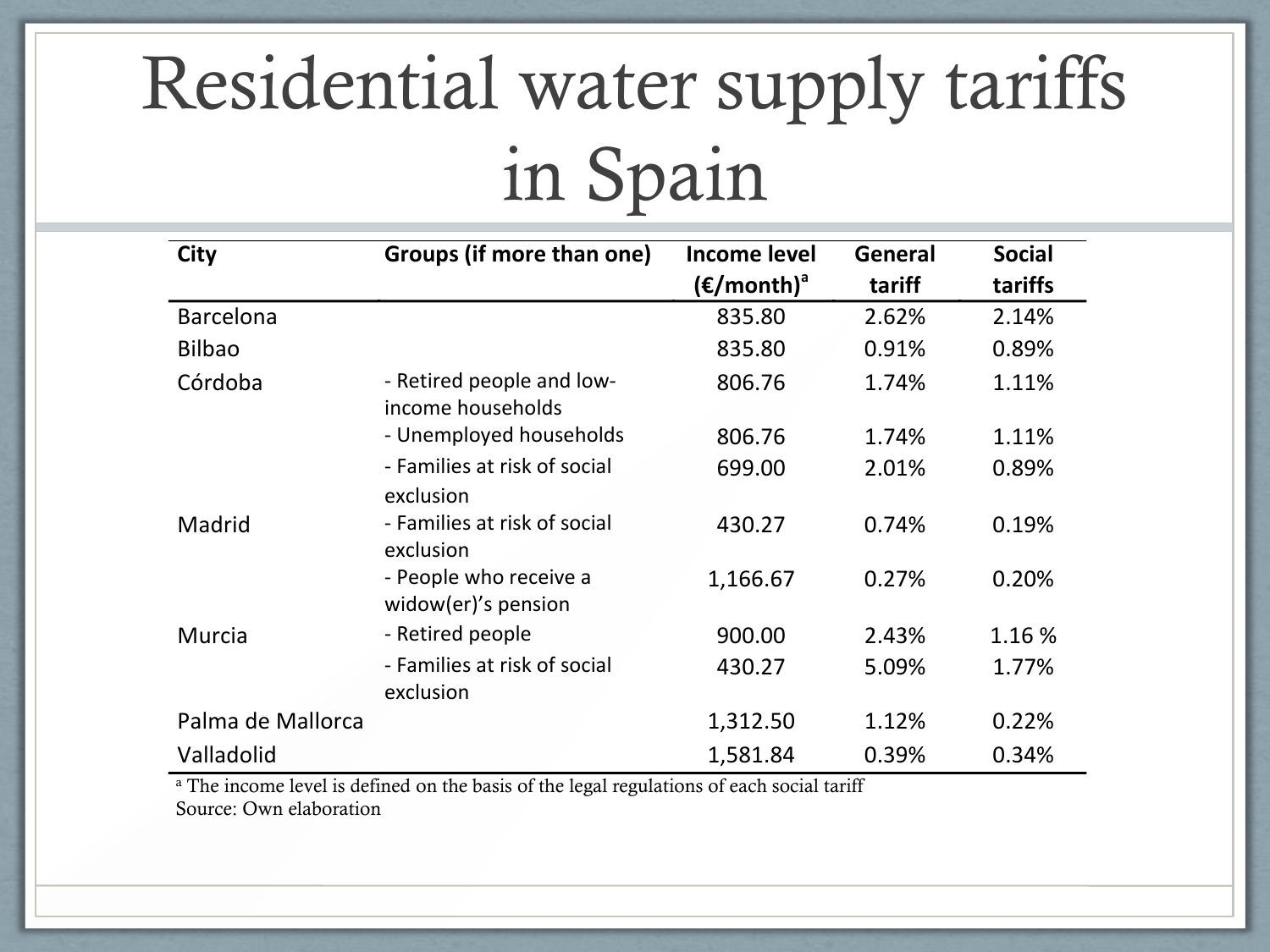# Residential water supply tariffs in Spain

| City | Groups (if more than one) | Income level (€/month)[a] | General tariff | Social tariffs |
|---|---|---|---|---|
| Barcelona | | 835.80 | 2.62% | 2.14% |
| Bilbao | | 835.80 | 0.91% | 0.89% |
| Córdoba | - Retired people and low-income households | 806.76 | 1.74% | 1.11% |
| | - Unemployed households | 806.76 | 1.74% | 1.11% |
| | - Families at risk of social exclusion | 699.00 | 2.01% | 0.89% |
| Madrid | - Families at risk of social exclusion | 430.27 | 0.74% | 0.19% |
| | - People who receive a widow(er)'s pension | 1,166.67 | 0.27% | 0.20% |
| Murcia | - Retired people | 900.00 | 2.43% | 1.16 % |
| | - Families at risk of social exclusion | 430.27 | 5.09% | 1.77% |
| Palma de Mallorca | | 1,312.50 | 1.12% | 0.22% |
| Valladolid | | 1,581.84 | 0.39% | 0.34% |

[a] The income level is defined on the basis of the legal regulations of each social tariff

Source: Own elaboration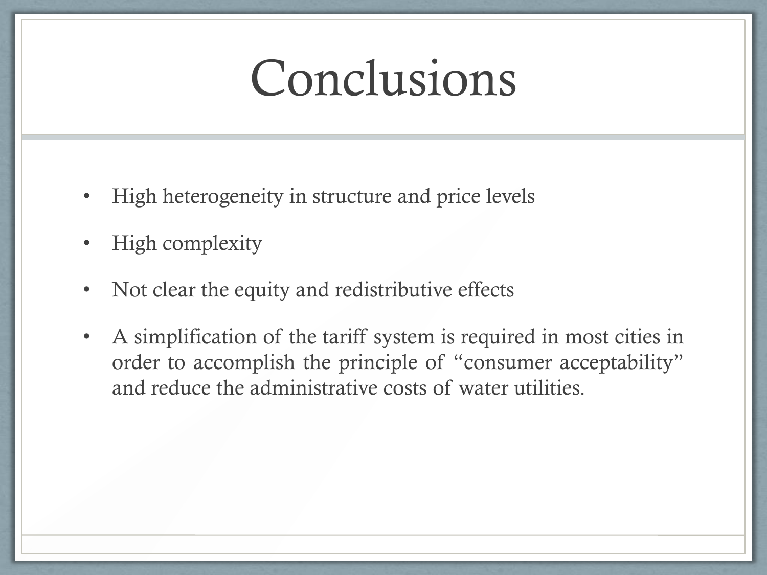# Conclusions

- High heterogeneity in structure and price levels
- High complexity
- Not clear the equity and redistributive effects
- A simplification of the tariff system is required in most cities in order to accomplish the principle of "consumer acceptability" and reduce the administrative costs of water utilities.